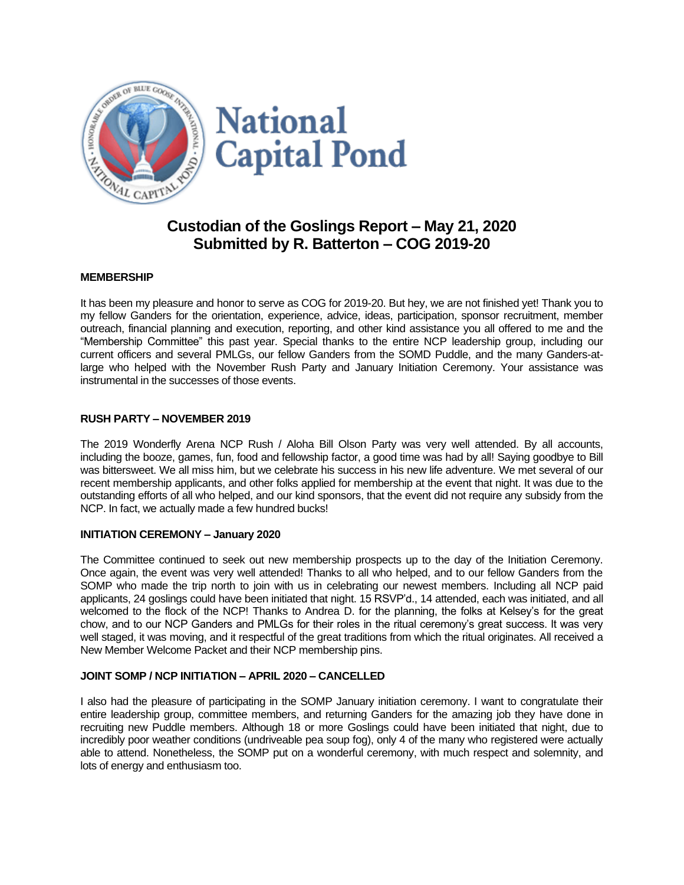# National Capital Pond

## Custodian of the Goslings Report – May 21, 2020
## Submitted by R. Batterton – COG 2019-20

**MEMBERSHIP**

It has been my pleasure and honor to serve as COG for 2019-20. But hey, we are not finished yet! Thank you to my fellow Ganders for the orientation, experience, advice, ideas, participation, sponsor recruitment, member outreach, financial planning and execution, reporting, and other kind assistance you all offered to me and the "Membership Committee" this past year. Special thanks to the entire NCP leadership group, including our current officers and several PMLGs, our fellow Ganders from the SOMD Puddle, and the many Ganders-at-large who helped with the November Rush Party and January Initiation Ceremony. Your assistance was instrumental in the successes of those events.

**RUSH PARTY – NOVEMBER 2019**

The 2019 Wonderfly Arena NCP Rush / Aloha Bill Olson Party was very well attended. By all accounts, including the booze, games, fun, food and fellowship factor, a good time was had by all! Saying goodbye to Bill was bittersweet. We all miss him, but we celebrate his success in his new life adventure. We met several of our recent membership applicants, and other folks applied for membership at the event that night. It was due to the outstanding efforts of all who helped, and our kind sponsors, that the event did not require any subsidy from the NCP. In fact, we actually made a few hundred bucks!

**INITIATION CEREMONY – January 2020**

The Committee continued to seek out new membership prospects up to the day of the Initiation Ceremony. Once again, the event was very well attended! Thanks to all who helped, and to our fellow Ganders from the SOMP who made the trip north to join with us in celebrating our newest members. Including all NCP paid applicants, 24 goslings could have been initiated that night. 15 RSVP'd., 14 attended, each was initiated, and all welcomed to the flock of the NCP! Thanks to Andrea D. for the planning, the folks at Kelsey's for the great chow, and to our NCP Ganders and PMLGs for their roles in the ritual ceremony's great success. It was very well staged, it was moving, and it respectful of the great traditions from which the ritual originates. All received a New Member Welcome Packet and their NCP membership pins.

**JOINT SOMP / NCP INITIATION – APRIL 2020 – CANCELLED**

I also had the pleasure of participating in the SOMP January initiation ceremony. I want to congratulate their entire leadership group, committee members, and returning Ganders for the amazing job they have done in recruiting new Puddle members. Although 18 or more Goslings could have been initiated that night, due to incredibly poor weather conditions (undriveable pea soup fog), only 4 of the many who registered were actually able to attend. Nonetheless, the SOMP put on a wonderful ceremony, with much respect and solemnity, and lots of energy and enthusiasm too.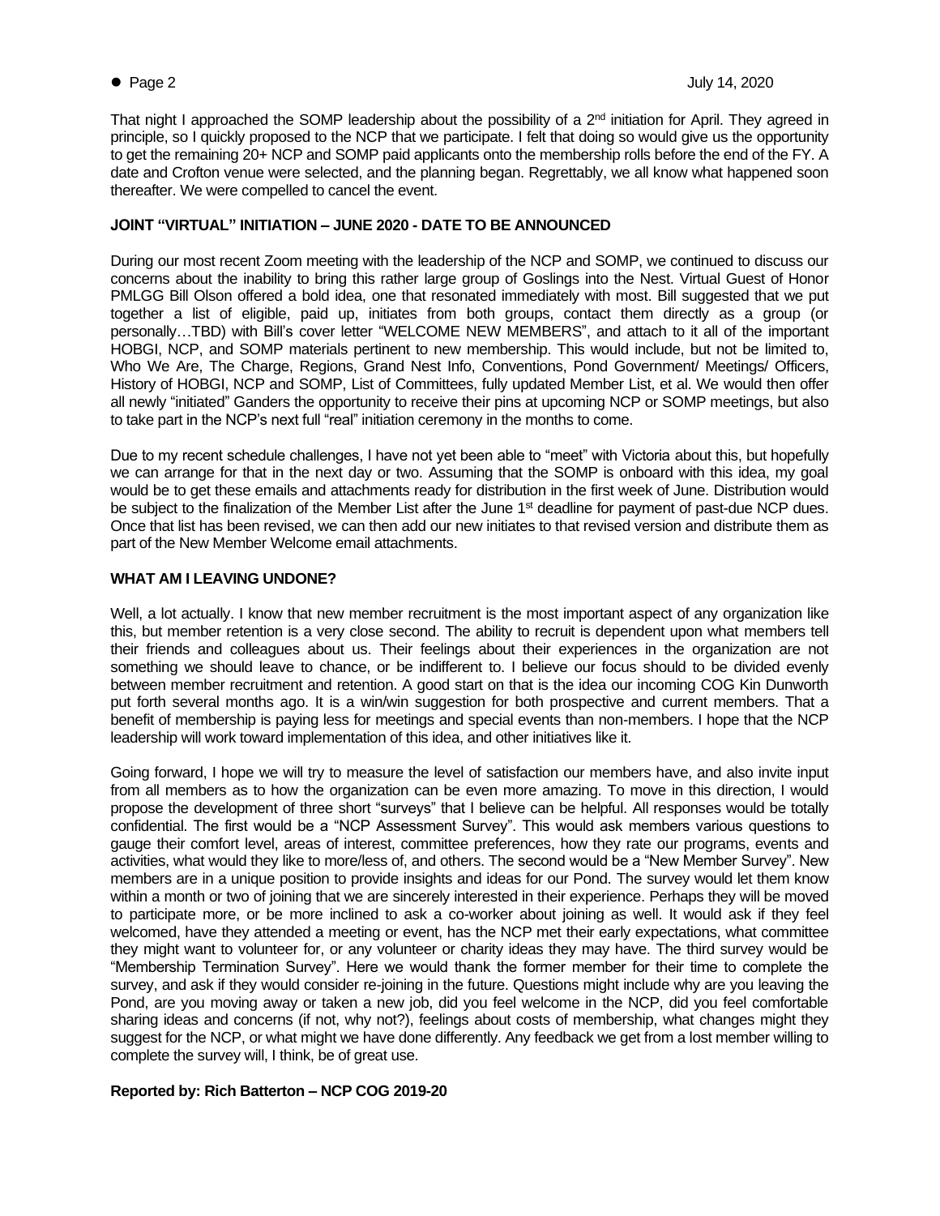That night I approached the SOMP leadership about the possibility of a 2nd initiation for April. They agreed in principle, so I quickly proposed to the NCP that we participate. I felt that doing so would give us the opportunity to get the remaining 20+ NCP and SOMP paid applicants onto the membership rolls before the end of the FY. A date and Crofton venue were selected, and the planning began. Regrettably, we all know what happened soon thereafter. We were compelled to cancel the event.

**JOINT "VIRTUAL" INITIATION – JUNE 2020 - DATE TO BE ANNOUNCED**

During our most recent Zoom meeting with the leadership of the NCP and SOMP, we continued to discuss our concerns about the inability to bring this rather large group of Goslings into the Nest. Virtual Guest of Honor PMLGG Bill Olson offered a bold idea, one that resonated immediately with most. Bill suggested that we put together a list of eligible, paid up, initiates from both groups, contact them directly as a group (or personally…TBD) with Bill's cover letter "WELCOME NEW MEMBERS", and attach to it all of the important HOBGI, NCP, and SOMP materials pertinent to new membership. This would include, but not be limited to, Who We Are, The Charge, Regions, Grand Nest Info, Conventions, Pond Government/ Meetings/ Officers, History of HOBGI, NCP and SOMP, List of Committees, fully updated Member List, et al. We would then offer all newly "initiated" Ganders the opportunity to receive their pins at upcoming NCP or SOMP meetings, but also to take part in the NCP's next full "real" initiation ceremony in the months to come.

Due to my recent schedule challenges, I have not yet been able to "meet" with Victoria about this, but hopefully we can arrange for that in the next day or two. Assuming that the SOMP is onboard with this idea, my goal would be to get these emails and attachments ready for distribution in the first week of June. Distribution would be subject to the finalization of the Member List after the June 1st deadline for payment of past-due NCP dues. Once that list has been revised, we can then add our new initiates to that revised version and distribute them as part of the New Member Welcome email attachments.

**WHAT AM I LEAVING UNDONE?**

Well, a lot actually. I know that new member recruitment is the most important aspect of any organization like this, but member retention is a very close second. The ability to recruit is dependent upon what members tell their friends and colleagues about us. Their feelings about their experiences in the organization are not something we should leave to chance, or be indifferent to. I believe our focus should to be divided evenly between member recruitment and retention. A good start on that is the idea our incoming COG Kin Dunworth put forth several months ago. It is a win/win suggestion for both prospective and current members. That a benefit of membership is paying less for meetings and special events than non-members. I hope that the NCP leadership will work toward implementation of this idea, and other initiatives like it.

Going forward, I hope we will try to measure the level of satisfaction our members have, and also invite input from all members as to how the organization can be even more amazing. To move in this direction, I would propose the development of three short "surveys" that I believe can be helpful. All responses would be totally confidential. The first would be a "NCP Assessment Survey". This would ask members various questions to gauge their comfort level, areas of interest, committee preferences, how they rate our programs, events and activities, what would they like to more/less of, and others. The second would be a "New Member Survey". New members are in a unique position to provide insights and ideas for our Pond. The survey would let them know within a month or two of joining that we are sincerely interested in their experience. Perhaps they will be moved to participate more, or be more inclined to ask a co-worker about joining as well. It would ask if they feel welcomed, have they attended a meeting or event, has the NCP met their early expectations, what committee they might want to volunteer for, or any volunteer or charity ideas they may have. The third survey would be "Membership Termination Survey". Here we would thank the former member for their time to complete the survey, and ask if they would consider re-joining in the future. Questions might include why are you leaving the Pond, are you moving away or taken a new job, did you feel welcome in the NCP, did you feel comfortable sharing ideas and concerns (if not, why not?), feelings about costs of membership, what changes might they suggest for the NCP, or what might we have done differently. Any feedback we get from a lost member willing to complete the survey will, I think, be of great use.

**Reported by: Rich Batterton – NCP COG 2019-20**